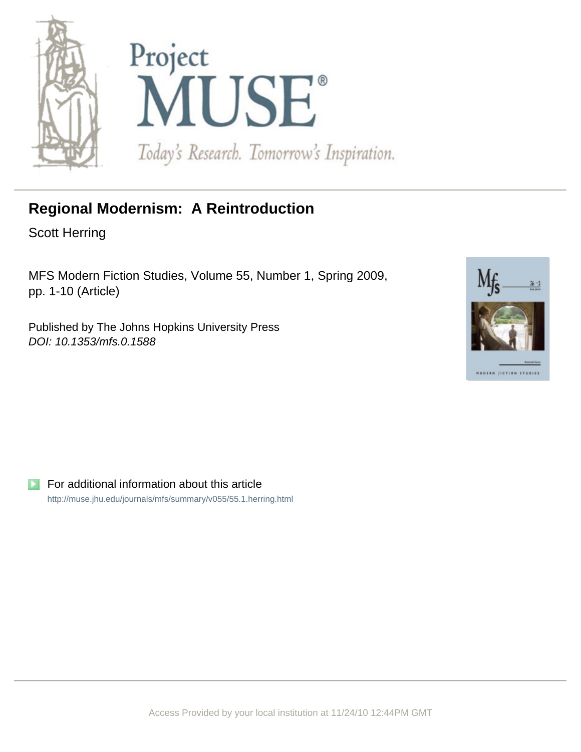# Regional Modernism: A Reintroduction

Scott Herring

MFS Modern Fiction Studies, Volume 55, Number 1, Spring 2009, pp. 1-10 (Article)

Published by The Johns Hopkins University Press
*DOI: 10.1353/mfs.0.1588*

For additional information about this article

http://muse.jhu.edu/journals/mfs/summary/v055/55.1.herring.html

Access Provided by your local institution at 11/24/10 12:44PM GMT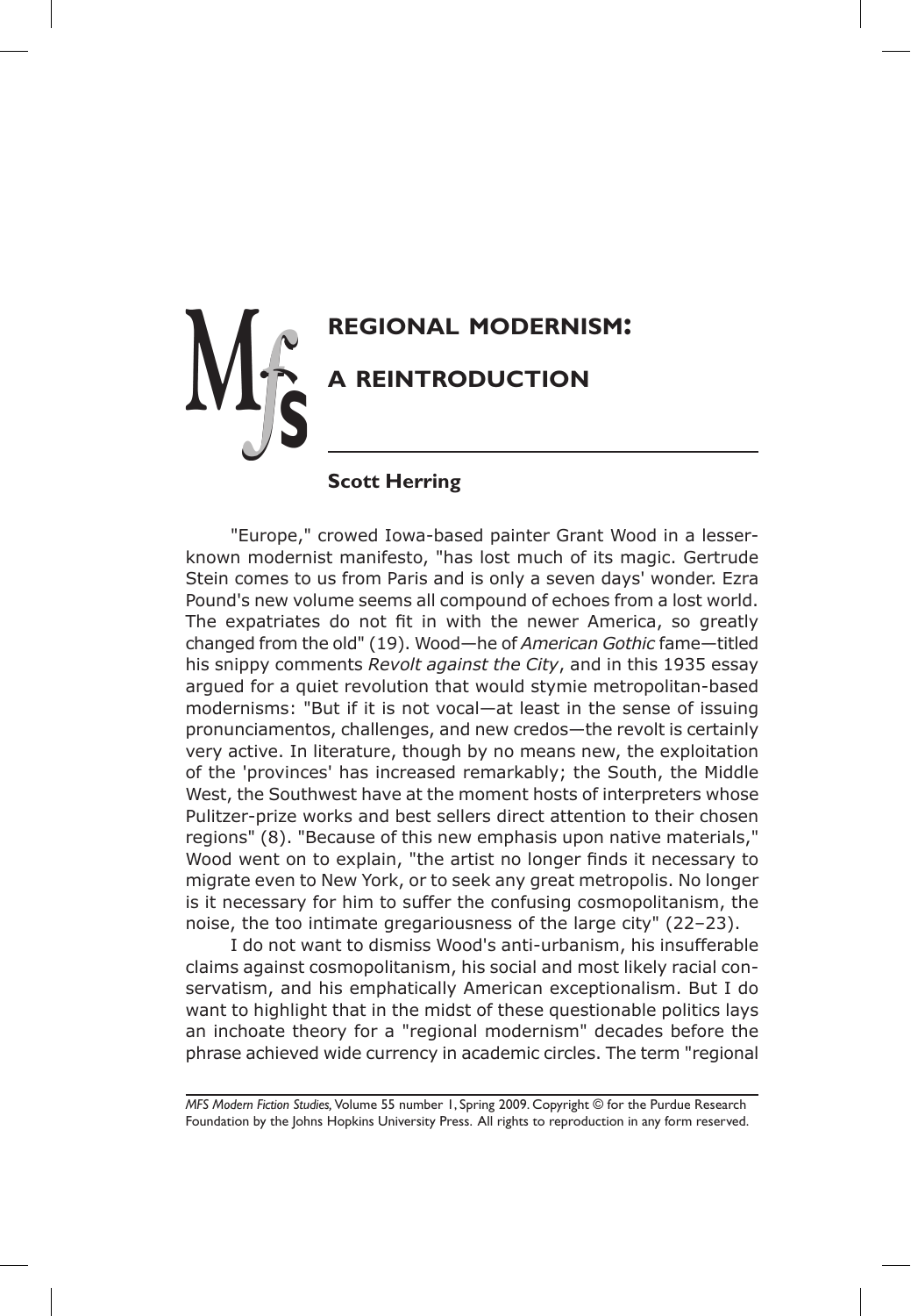# REGIONAL MODERNISM: A REINTRODUCTION

**Scott Herring**

"Europe," crowed Iowa-based painter Grant Wood in a lesser-known modernist manifesto, "has lost much of its magic. Gertrude Stein comes to us from Paris and is only a seven days' wonder. Ezra Pound's new volume seems all compound of echoes from a lost world. The expatriates do not fit in with the newer America, so greatly changed from the old" (19). Wood—he of *American Gothic* fame—titled his snippy comments *Revolt against the City*, and in this 1935 essay argued for a quiet revolution that would stymie metropolitan-based modernisms: "But if it is not vocal—at least in the sense of issuing pronunciamentos, challenges, and new credos—the revolt is certainly very active. In literature, though by no means new, the exploitation of the 'provinces' has increased remarkably; the South, the Middle West, the Southwest have at the moment hosts of interpreters whose Pulitzer-prize works and best sellers direct attention to their chosen regions" (8). "Because of this new emphasis upon native materials," Wood went on to explain, "the artist no longer finds it necessary to migrate even to New York, or to seek any great metropolis. No longer is it necessary for him to suffer the confusing cosmopolitanism, the noise, the too intimate gregariousness of the large city" (22–23).

I do not want to dismiss Wood's anti-urbanism, his insufferable claims against cosmopolitanism, his social and most likely racial conservatism, and his emphatically American exceptionalism. But I do want to highlight that in the midst of these questionable politics lays an inchoate theory for a "regional modernism" decades before the phrase achieved wide currency in academic circles. The term "regional

*MFS Modern Fiction Studies,* Volume 55 number 1, Spring 2009. Copyright © for the Purdue Research Foundation by the Johns Hopkins University Press. All rights to reproduction in any form reserved.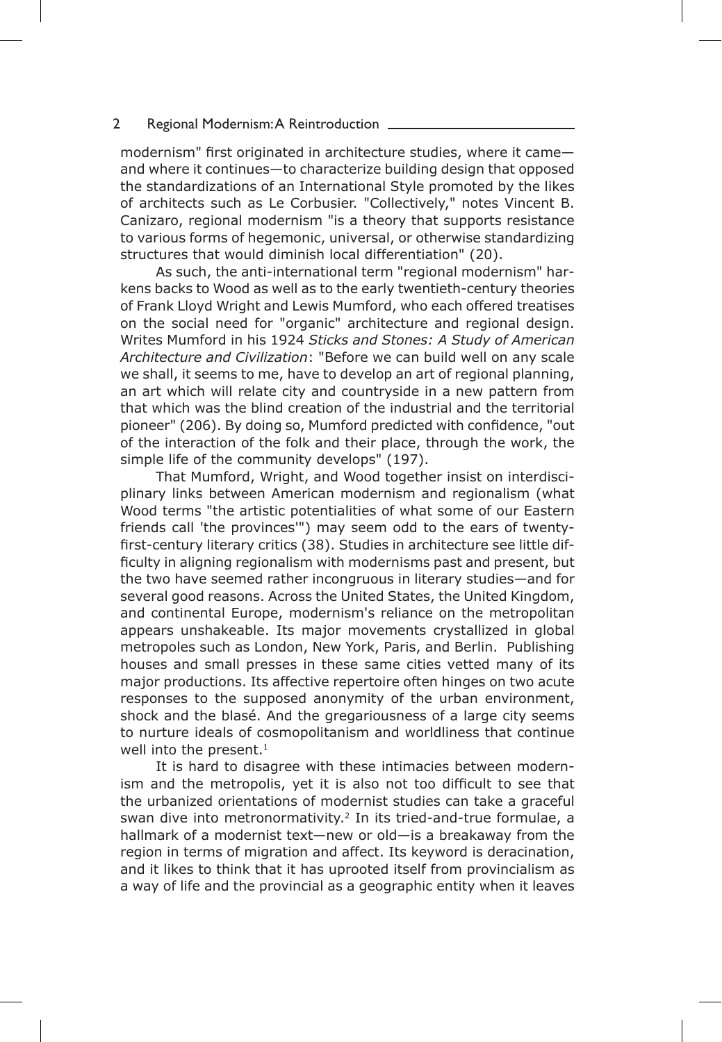modernism" first originated in architecture studies, where it came—and where it continues—to characterize building design that opposed the standardizations of an International Style promoted by the likes of architects such as Le Corbusier. "Collectively," notes Vincent B. Canizaro, regional modernism "is a theory that supports resistance to various forms of hegemonic, universal, or otherwise standardizing structures that would diminish local differentiation" (20).

As such, the anti-international term "regional modernism" harkens backs to Wood as well as to the early twentieth-century theories of Frank Lloyd Wright and Lewis Mumford, who each offered treatises on the social need for "organic" architecture and regional design. Writes Mumford in his 1924 *Sticks and Stones: A Study of American Architecture and Civilization*: "Before we can build well on any scale we shall, it seems to me, have to develop an art of regional planning, an art which will relate city and countryside in a new pattern from that which was the blind creation of the industrial and the territorial pioneer" (206). By doing so, Mumford predicted with confidence, "out of the interaction of the folk and their place, through the work, the simple life of the community develops" (197).

That Mumford, Wright, and Wood together insist on interdisciplinary links between American modernism and regionalism (what Wood terms "the artistic potentialities of what some of our Eastern friends call 'the provinces'") may seem odd to the ears of twenty-first-century literary critics (38). Studies in architecture see little difficulty in aligning regionalism with modernisms past and present, but the two have seemed rather incongruous in literary studies—and for several good reasons. Across the United States, the United Kingdom, and continental Europe, modernism's reliance on the metropolitan appears unshakeable. Its major movements crystallized in global metropoles such as London, New York, Paris, and Berlin. Publishing houses and small presses in these same cities vetted many of its major productions. Its affective repertoire often hinges on two acute responses to the supposed anonymity of the urban environment, shock and the blasé. And the gregariousness of a large city seems to nurture ideals of cosmopolitanism and worldliness that continue well into the present.[1]

It is hard to disagree with these intimacies between modernism and the metropolis, yet it is also not too difficult to see that the urbanized orientations of modernist studies can take a graceful swan dive into metronormativity.[2] In its tried-and-true formulae, a hallmark of a modernist text—new or old—is a breakaway from the region in terms of migration and affect. Its keyword is deracination, and it likes to think that it has uprooted itself from provincialism as a way of life and the provincial as a geographic entity when it leaves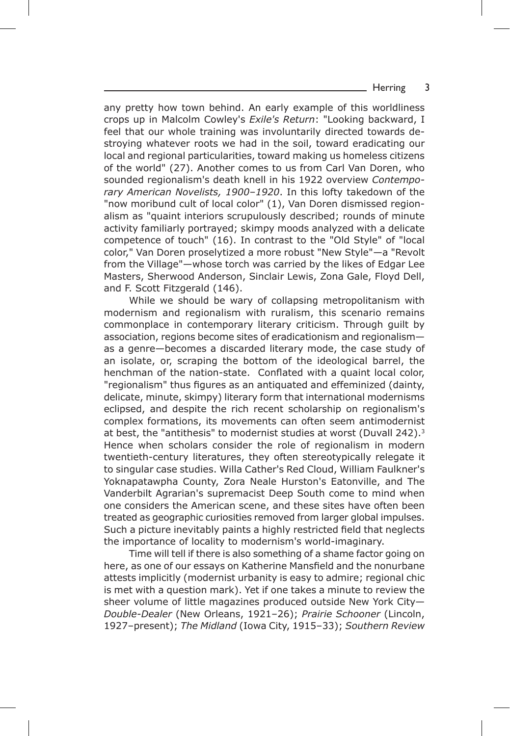any pretty how town behind. An early example of this worldliness crops up in Malcolm Cowley's *Exile's Return*: "Looking backward, I feel that our whole training was involuntarily directed towards destroying whatever roots we had in the soil, toward eradicating our local and regional particularities, toward making us homeless citizens of the world" (27). Another comes to us from Carl Van Doren, who sounded regionalism's death knell in his 1922 overview *Contemporary American Novelists, 1900–1920*. In this lofty takedown of the "now moribund cult of local color" (1), Van Doren dismissed regionalism as "quaint interiors scrupulously described; rounds of minute activity familiarly portrayed; skimpy moods analyzed with a delicate competence of touch" (16). In contrast to the "Old Style" of "local color," Van Doren proselytized a more robust "New Style"—a "Revolt from the Village"—whose torch was carried by the likes of Edgar Lee Masters, Sherwood Anderson, Sinclair Lewis, Zona Gale, Floyd Dell, and F. Scott Fitzgerald (146).

While we should be wary of collapsing metropolitanism with modernism and regionalism with ruralism, this scenario remains commonplace in contemporary literary criticism. Through guilt by association, regions become sites of eradicationism and regionalism—as a genre—becomes a discarded literary mode, the case study of an isolate, or, scraping the bottom of the ideological barrel, the henchman of the nation-state. Conflated with a quaint local color, "regionalism" thus figures as an antiquated and effeminized (dainty, delicate, minute, skimpy) literary form that international modernisms eclipsed, and despite the rich recent scholarship on regionalism's complex formations, its movements can often seem antimodernist at best, the "antithesis" to modernist studies at worst (Duvall 242).[3] Hence when scholars consider the role of regionalism in modern twentieth-century literatures, they often stereotypically relegate it to singular case studies. Willa Cather's Red Cloud, William Faulkner's Yoknapatawpha County, Zora Neale Hurston's Eatonville, and The Vanderbilt Agrarian's supremacist Deep South come to mind when one considers the American scene, and these sites have often been treated as geographic curiosities removed from larger global impulses. Such a picture inevitably paints a highly restricted field that neglects the importance of locality to modernism's world-imaginary.

Time will tell if there is also something of a shame factor going on here, as one of our essays on Katherine Mansfield and the nonurbane attests implicitly (modernist urbanity is easy to admire; regional chic is met with a question mark). Yet if one takes a minute to review the sheer volume of little magazines produced outside New York City—*Double-Dealer* (New Orleans, 1921–26); *Prairie Schooner* (Lincoln, 1927–present); *The Midland* (Iowa City, 1915–33); *Southern Review*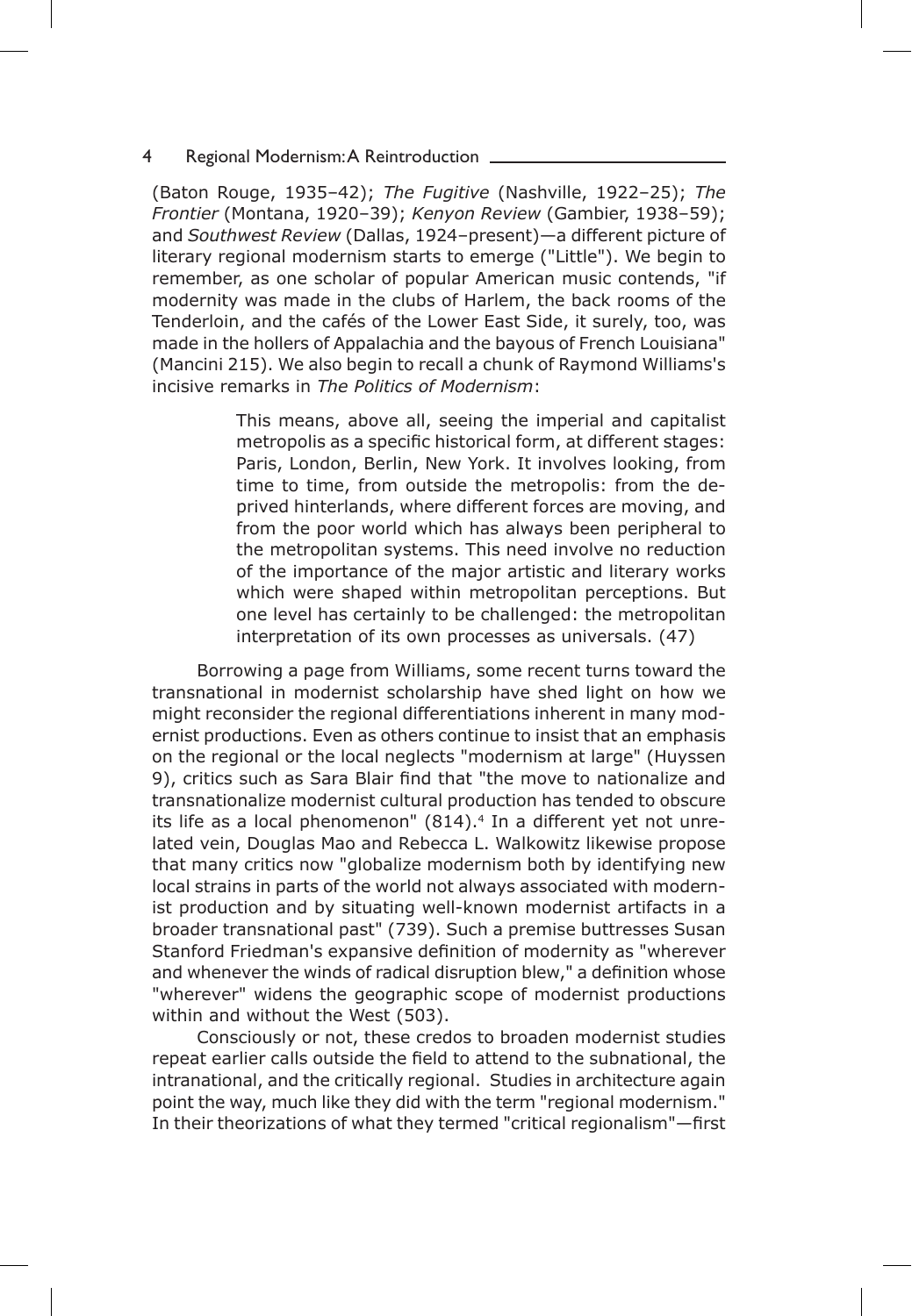(Baton Rouge, 1935–42); *The Fugitive* (Nashville, 1922–25); *The Frontier* (Montana, 1920–39); *Kenyon Review* (Gambier, 1938–59); and *Southwest Review* (Dallas, 1924–present)—a different picture of literary regional modernism starts to emerge ("Little"). We begin to remember, as one scholar of popular American music contends, "if modernity was made in the clubs of Harlem, the back rooms of the Tenderloin, and the cafés of the Lower East Side, it surely, too, was made in the hollers of Appalachia and the bayous of French Louisiana" (Mancini 215). We also begin to recall a chunk of Raymond Williams's incisive remarks in *The Politics of Modernism*:

> This means, above all, seeing the imperial and capitalist metropolis as a specific historical form, at different stages: Paris, London, Berlin, New York. It involves looking, from time to time, from outside the metropolis: from the deprived hinterlands, where different forces are moving, and from the poor world which has always been peripheral to the metropolitan systems. This need involve no reduction of the importance of the major artistic and literary works which were shaped within metropolitan perceptions. But one level has certainly to be challenged: the metropolitan interpretation of its own processes as universals. (47)

Borrowing a page from Williams, some recent turns toward the transnational in modernist scholarship have shed light on how we might reconsider the regional differentiations inherent in many modernist productions. Even as others continue to insist that an emphasis on the regional or the local neglects "modernism at large" (Huyssen 9), critics such as Sara Blair find that "the move to nationalize and transnationalize modernist cultural production has tended to obscure its life as a local phenomenon" (814).[4] In a different yet not unrelated vein, Douglas Mao and Rebecca L. Walkowitz likewise propose that many critics now "globalize modernism both by identifying new local strains in parts of the world not always associated with modernist production and by situating well-known modernist artifacts in a broader transnational past" (739). Such a premise buttresses Susan Stanford Friedman's expansive definition of modernity as "wherever and whenever the winds of radical disruption blew," a definition whose "wherever" widens the geographic scope of modernist productions within and without the West (503).

Consciously or not, these credos to broaden modernist studies repeat earlier calls outside the field to attend to the subnational, the intranational, and the critically regional. Studies in architecture again point the way, much like they did with the term "regional modernism." In their theorizations of what they termed "critical regionalism"—first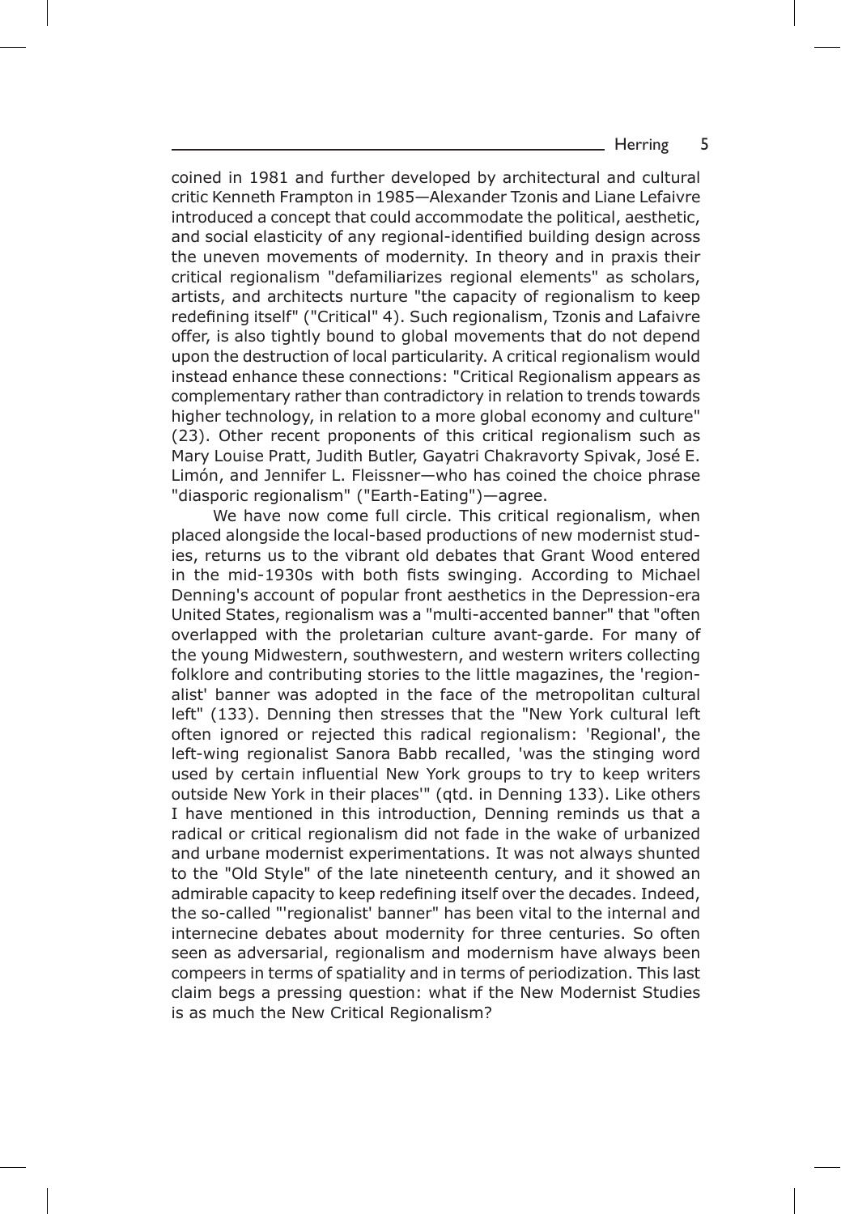coined in 1981 and further developed by architectural and cultural critic Kenneth Frampton in 1985—Alexander Tzonis and Liane Lefaivre introduced a concept that could accommodate the political, aesthetic, and social elasticity of any regional-identified building design across the uneven movements of modernity. In theory and in praxis their critical regionalism "defamiliarizes regional elements" as scholars, artists, and architects nurture "the capacity of regionalism to keep redefining itself" ("Critical" 4). Such regionalism, Tzonis and Lafaivre offer, is also tightly bound to global movements that do not depend upon the destruction of local particularity. A critical regionalism would instead enhance these connections: "Critical Regionalism appears as complementary rather than contradictory in relation to trends towards higher technology, in relation to a more global economy and culture" (23). Other recent proponents of this critical regionalism such as Mary Louise Pratt, Judith Butler, Gayatri Chakravorty Spivak, José E. Limón, and Jennifer L. Fleissner—who has coined the choice phrase "diasporic regionalism" ("Earth-Eating")—agree.

We have now come full circle. This critical regionalism, when placed alongside the local-based productions of new modernist studies, returns us to the vibrant old debates that Grant Wood entered in the mid-1930s with both fists swinging. According to Michael Denning's account of popular front aesthetics in the Depression-era United States, regionalism was a "multi-accented banner" that "often overlapped with the proletarian culture avant-garde. For many of the young Midwestern, southwestern, and western writers collecting folklore and contributing stories to the little magazines, the 'regionalist' banner was adopted in the face of the metropolitan cultural left" (133). Denning then stresses that the "New York cultural left often ignored or rejected this radical regionalism: 'Regional', the left-wing regionalist Sanora Babb recalled, 'was the stinging word used by certain influential New York groups to try to keep writers outside New York in their places'" (qtd. in Denning 133). Like others I have mentioned in this introduction, Denning reminds us that a radical or critical regionalism did not fade in the wake of urbanized and urbane modernist experimentations. It was not always shunted to the "Old Style" of the late nineteenth century, and it showed an admirable capacity to keep redefining itself over the decades. Indeed, the so-called "'regionalist' banner" has been vital to the internal and internecine debates about modernity for three centuries. So often seen as adversarial, regionalism and modernism have always been compeers in terms of spatiality and in terms of periodization. This last claim begs a pressing question: what if the New Modernist Studies is as much the New Critical Regionalism?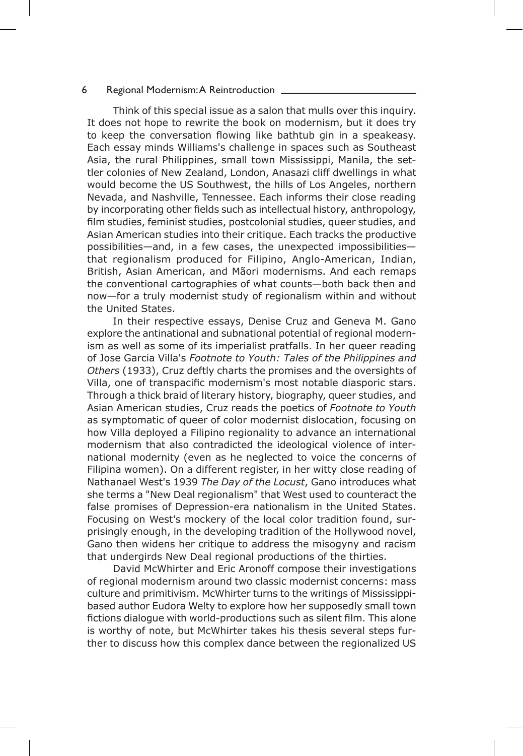Think of this special issue as a salon that mulls over this inquiry. It does not hope to rewrite the book on modernism, but it does try to keep the conversation flowing like bathtub gin in a speakeasy. Each essay minds Williams's challenge in spaces such as Southeast Asia, the rural Philippines, small town Mississippi, Manila, the settler colonies of New Zealand, London, Anasazi cliff dwellings in what would become the US Southwest, the hills of Los Angeles, northern Nevada, and Nashville, Tennessee. Each informs their close reading by incorporating other fields such as intellectual history, anthropology, film studies, feminist studies, postcolonial studies, queer studies, and Asian American studies into their critique. Each tracks the productive possibilities—and, in a few cases, the unexpected impossibilities—that regionalism produced for Filipino, Anglo-American, Indian, British, Asian American, and Mãori modernisms. And each remaps the conventional cartographies of what counts—both back then and now—for a truly modernist study of regionalism within and without the United States.

In their respective essays, Denise Cruz and Geneva M. Gano explore the antinational and subnational potential of regional modernism as well as some of its imperialist pratfalls. In her queer reading of Jose Garcia Villa's *Footnote to Youth: Tales of the Philippines and Others* (1933), Cruz deftly charts the promises and the oversights of Villa, one of transpacific modernism's most notable diasporic stars. Through a thick braid of literary history, biography, queer studies, and Asian American studies, Cruz reads the poetics of *Footnote to Youth* as symptomatic of queer of color modernist dislocation, focusing on how Villa deployed a Filipino regionality to advance an international modernism that also contradicted the ideological violence of international modernity (even as he neglected to voice the concerns of Filipina women). On a different register, in her witty close reading of Nathanael West's 1939 *The Day of the Locust*, Gano introduces what she terms a "New Deal regionalism" that West used to counteract the false promises of Depression-era nationalism in the United States. Focusing on West's mockery of the local color tradition found, surprisingly enough, in the developing tradition of the Hollywood novel, Gano then widens her critique to address the misogyny and racism that undergirds New Deal regional productions of the thirties.

David McWhirter and Eric Aronoff compose their investigations of regional modernism around two classic modernist concerns: mass culture and primitivism. McWhirter turns to the writings of Mississippi-based author Eudora Welty to explore how her supposedly small town fictions dialogue with world-productions such as silent film. This alone is worthy of note, but McWhirter takes his thesis several steps further to discuss how this complex dance between the regionalized US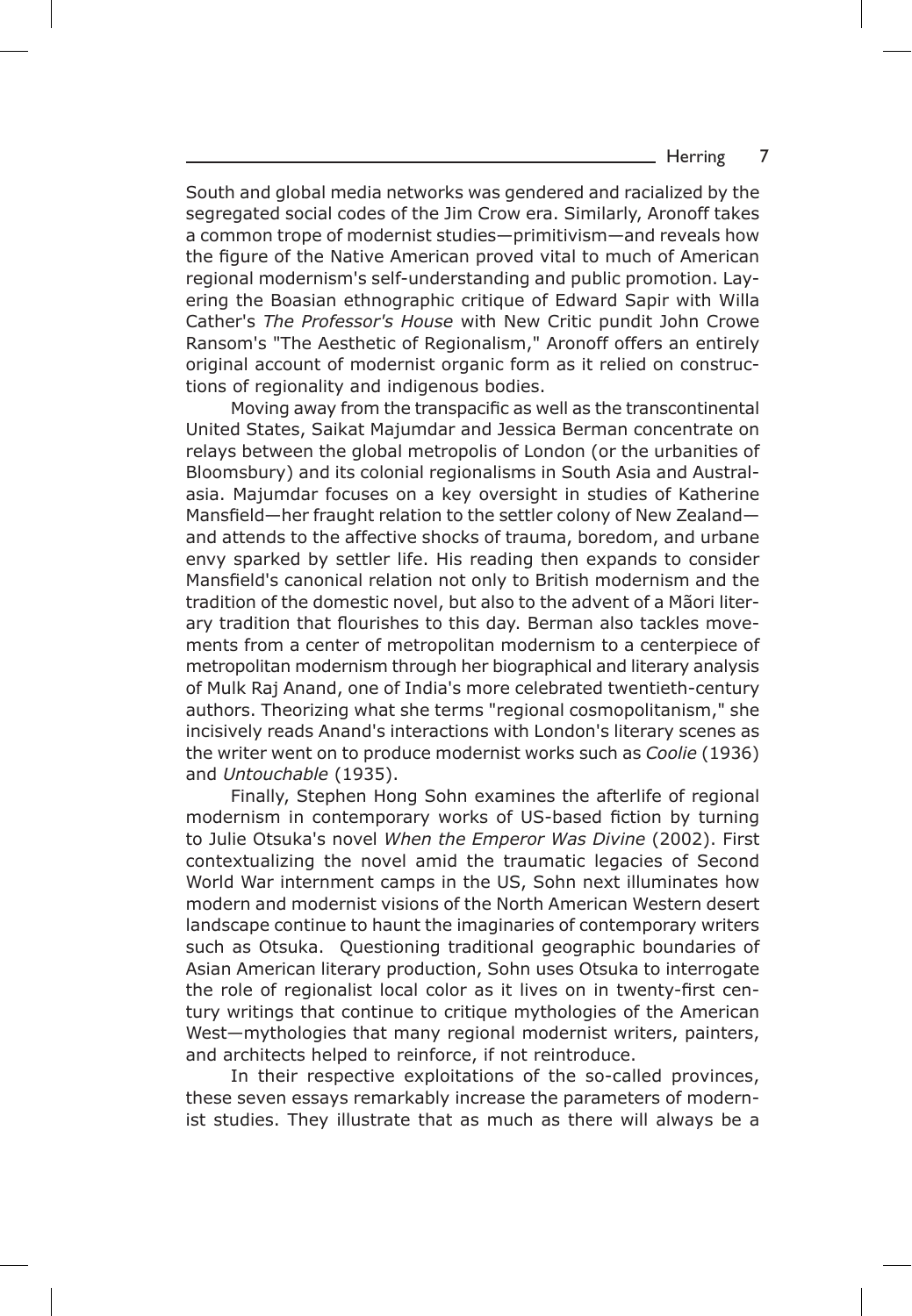South and global media networks was gendered and racialized by the segregated social codes of the Jim Crow era. Similarly, Aronoff takes a common trope of modernist studies—primitivism—and reveals how the figure of the Native American proved vital to much of American regional modernism's self-understanding and public promotion. Layering the Boasian ethnographic critique of Edward Sapir with Willa Cather's *The Professor's House* with New Critic pundit John Crowe Ransom's "The Aesthetic of Regionalism," Aronoff offers an entirely original account of modernist organic form as it relied on constructions of regionality and indigenous bodies.

Moving away from the transpacific as well as the transcontinental United States, Saikat Majumdar and Jessica Berman concentrate on relays between the global metropolis of London (or the urbanities of Bloomsbury) and its colonial regionalisms in South Asia and Australasia. Majumdar focuses on a key oversight in studies of Katherine Mansfield—her fraught relation to the settler colony of New Zealand—and attends to the affective shocks of trauma, boredom, and urbane envy sparked by settler life. His reading then expands to consider Mansfield's canonical relation not only to British modernism and the tradition of the domestic novel, but also to the advent of a Mãori literary tradition that flourishes to this day. Berman also tackles movements from a center of metropolitan modernism to a centerpiece of metropolitan modernism through her biographical and literary analysis of Mulk Raj Anand, one of India's more celebrated twentieth-century authors. Theorizing what she terms "regional cosmopolitanism," she incisively reads Anand's interactions with London's literary scenes as the writer went on to produce modernist works such as *Coolie* (1936) and *Untouchable* (1935).

Finally, Stephen Hong Sohn examines the afterlife of regional modernism in contemporary works of US-based fiction by turning to Julie Otsuka's novel *When the Emperor Was Divine* (2002). First contextualizing the novel amid the traumatic legacies of Second World War internment camps in the US, Sohn next illuminates how modern and modernist visions of the North American Western desert landscape continue to haunt the imaginaries of contemporary writers such as Otsuka. Questioning traditional geographic boundaries of Asian American literary production, Sohn uses Otsuka to interrogate the role of regionalist local color as it lives on in twenty-first century writings that continue to critique mythologies of the American West—mythologies that many regional modernist writers, painters, and architects helped to reinforce, if not reintroduce.

In their respective exploitations of the so-called provinces, these seven essays remarkably increase the parameters of modernist studies. They illustrate that as much as there will always be a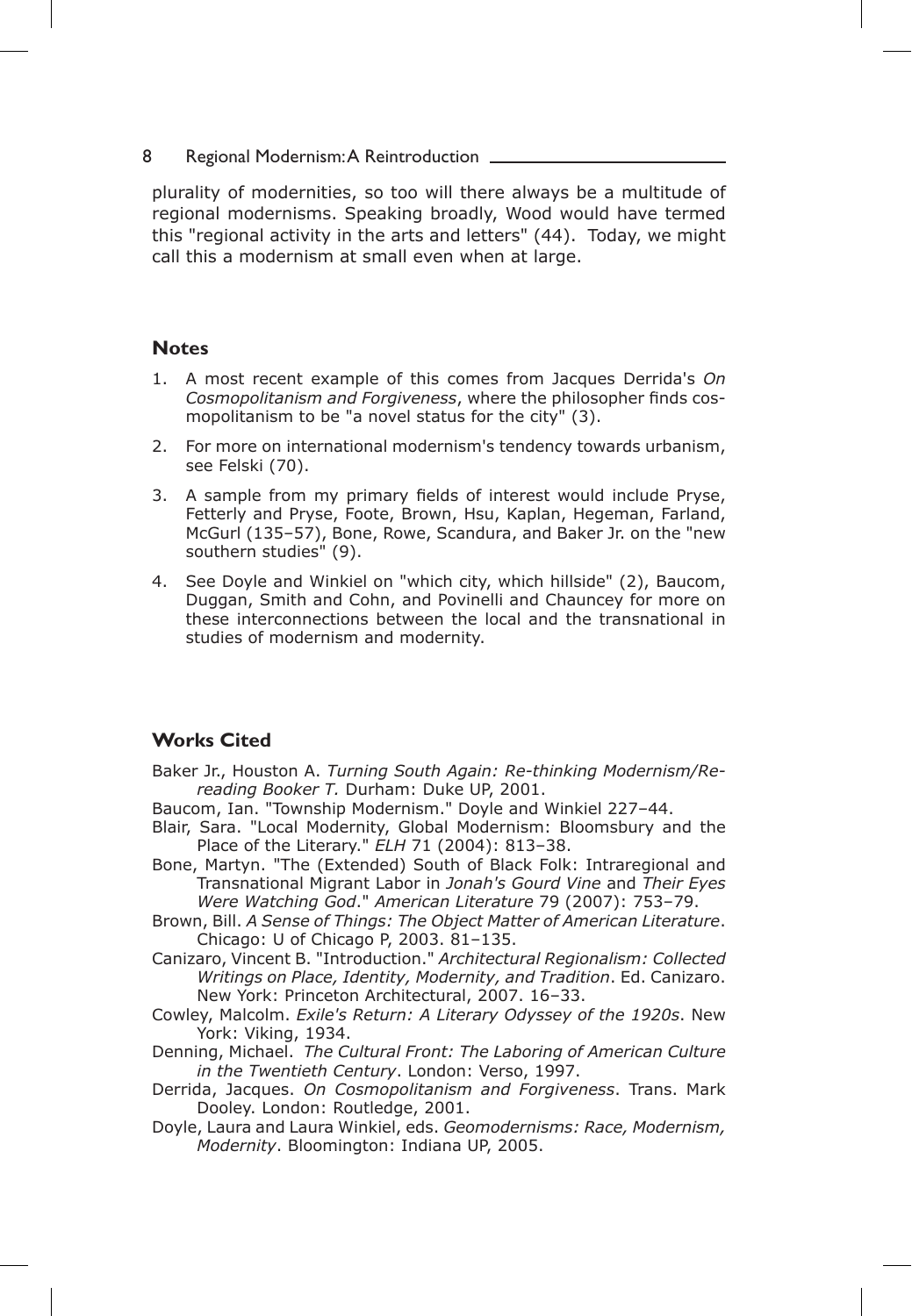plurality of modernities, so too will there always be a multitude of regional modernisms. Speaking broadly, Wood would have termed this "regional activity in the arts and letters" (44). Today, we might call this a modernism at small even when at large.

## Notes

1. A most recent example of this comes from Jacques Derrida's *On Cosmopolitanism and Forgiveness*, where the philosopher finds cosmopolitanism to be "a novel status for the city" (3).
2. For more on international modernism's tendency towards urbanism, see Felski (70).
3. A sample from my primary fields of interest would include Pryse, Fetterly and Pryse, Foote, Brown, Hsu, Kaplan, Hegeman, Farland, McGurl (135–57), Bone, Rowe, Scandura, and Baker Jr. on the "new southern studies" (9).
4. See Doyle and Winkiel on "which city, which hillside" (2), Baucom, Duggan, Smith and Cohn, and Povinelli and Chauncey for more on these interconnections between the local and the transnational in studies of modernism and modernity.

## Works Cited

Baker Jr., Houston A. *Turning South Again: Re-thinking Modernism/Re-reading Booker T.* Durham: Duke UP, 2001.

Baucom, Ian. "Township Modernism." Doyle and Winkiel 227–44.

Blair, Sara. "Local Modernity, Global Modernism: Bloomsbury and the Place of the Literary." *ELH* 71 (2004): 813–38.

Bone, Martyn. "The (Extended) South of Black Folk: Intraregional and Transnational Migrant Labor in *Jonah's Gourd Vine* and *Their Eyes Were Watching God*." *American Literature* 79 (2007): 753–79.

Brown, Bill. *A Sense of Things: The Object Matter of American Literature*. Chicago: U of Chicago P, 2003. 81–135.

Canizaro, Vincent B. "Introduction." *Architectural Regionalism: Collected Writings on Place, Identity, Modernity, and Tradition*. Ed. Canizaro. New York: Princeton Architectural, 2007. 16–33.

Cowley, Malcolm. *Exile's Return: A Literary Odyssey of the 1920s*. New York: Viking, 1934.

Denning, Michael. *The Cultural Front: The Laboring of American Culture in the Twentieth Century*. London: Verso, 1997.

Derrida, Jacques. *On Cosmopolitanism and Forgiveness*. Trans. Mark Dooley. London: Routledge, 2001.

Doyle, Laura and Laura Winkiel, eds. *Geomodernisms: Race, Modernism, Modernity*. Bloomington: Indiana UP, 2005.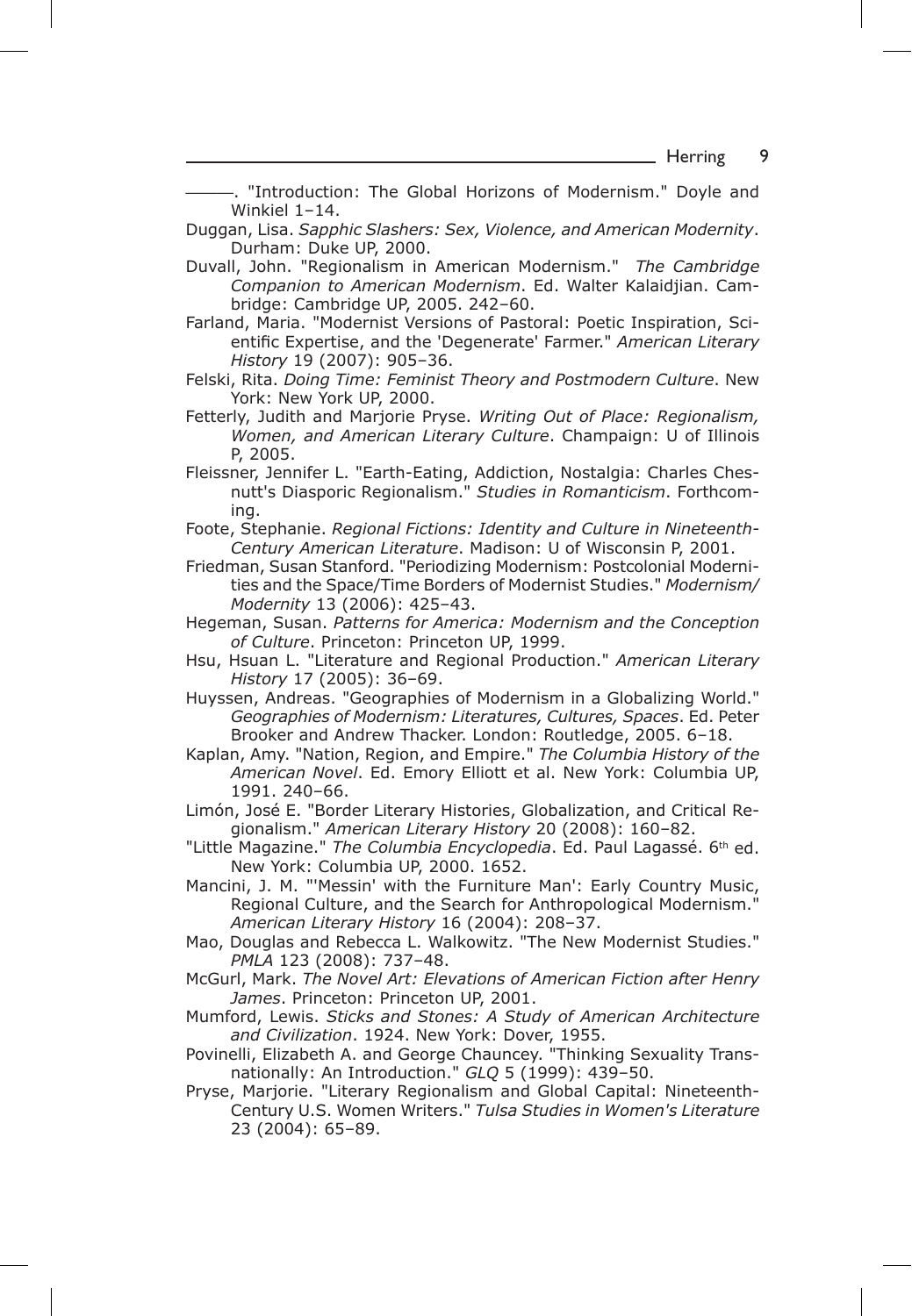———. "Introduction: The Global Horizons of Modernism." Doyle and Winkiel 1–14.

Duggan, Lisa. *Sapphic Slashers: Sex, Violence, and American Modernity*. Durham: Duke UP, 2000.

Duvall, John. "Regionalism in American Modernism." *The Cambridge Companion to American Modernism*. Ed. Walter Kalaidjian. Cambridge: Cambridge UP, 2005. 242–60.

Farland, Maria. "Modernist Versions of Pastoral: Poetic Inspiration, Scientific Expertise, and the 'Degenerate' Farmer." *American Literary History* 19 (2007): 905–36.

Felski, Rita. *Doing Time: Feminist Theory and Postmodern Culture*. New York: New York UP, 2000.

Fetterly, Judith and Marjorie Pryse. *Writing Out of Place: Regionalism, Women, and American Literary Culture*. Champaign: U of Illinois P, 2005.

Fleissner, Jennifer L. "Earth-Eating, Addiction, Nostalgia: Charles Chesnutt's Diasporic Regionalism." *Studies in Romanticism*. Forthcoming.

Foote, Stephanie. *Regional Fictions: Identity and Culture in Nineteenth-Century American Literature*. Madison: U of Wisconsin P, 2001.

Friedman, Susan Stanford. "Periodizing Modernism: Postcolonial Modernities and the Space/Time Borders of Modernist Studies." *Modernism/Modernity* 13 (2006): 425–43.

Hegeman, Susan. *Patterns for America: Modernism and the Conception of Culture*. Princeton: Princeton UP, 1999.

Hsu, Hsuan L. "Literature and Regional Production." *American Literary History* 17 (2005): 36–69.

Huyssen, Andreas. "Geographies of Modernism in a Globalizing World." *Geographies of Modernism: Literatures, Cultures, Spaces*. Ed. Peter Brooker and Andrew Thacker. London: Routledge, 2005. 6–18.

Kaplan, Amy. "Nation, Region, and Empire." *The Columbia History of the American Novel*. Ed. Emory Elliott et al. New York: Columbia UP, 1991. 240–66.

Limón, José E. "Border Literary Histories, Globalization, and Critical Regionalism." *American Literary History* 20 (2008): 160–82.

"Little Magazine." *The Columbia Encyclopedia*. Ed. Paul Lagassé. 6th ed. New York: Columbia UP, 2000. 1652.

Mancini, J. M. "'Messin' with the Furniture Man': Early Country Music, Regional Culture, and the Search for Anthropological Modernism." *American Literary History* 16 (2004): 208–37.

Mao, Douglas and Rebecca L. Walkowitz. "The New Modernist Studies." *PMLA* 123 (2008): 737–48.

McGurl, Mark. *The Novel Art: Elevations of American Fiction after Henry James*. Princeton: Princeton UP, 2001.

Mumford, Lewis. *Sticks and Stones: A Study of American Architecture and Civilization*. 1924. New York: Dover, 1955.

Povinelli, Elizabeth A. and George Chauncey. "Thinking Sexuality Transnationally: An Introduction." *GLQ* 5 (1999): 439–50.

Pryse, Marjorie. "Literary Regionalism and Global Capital: Nineteenth-Century U.S. Women Writers." *Tulsa Studies in Women's Literature* 23 (2004): 65–89.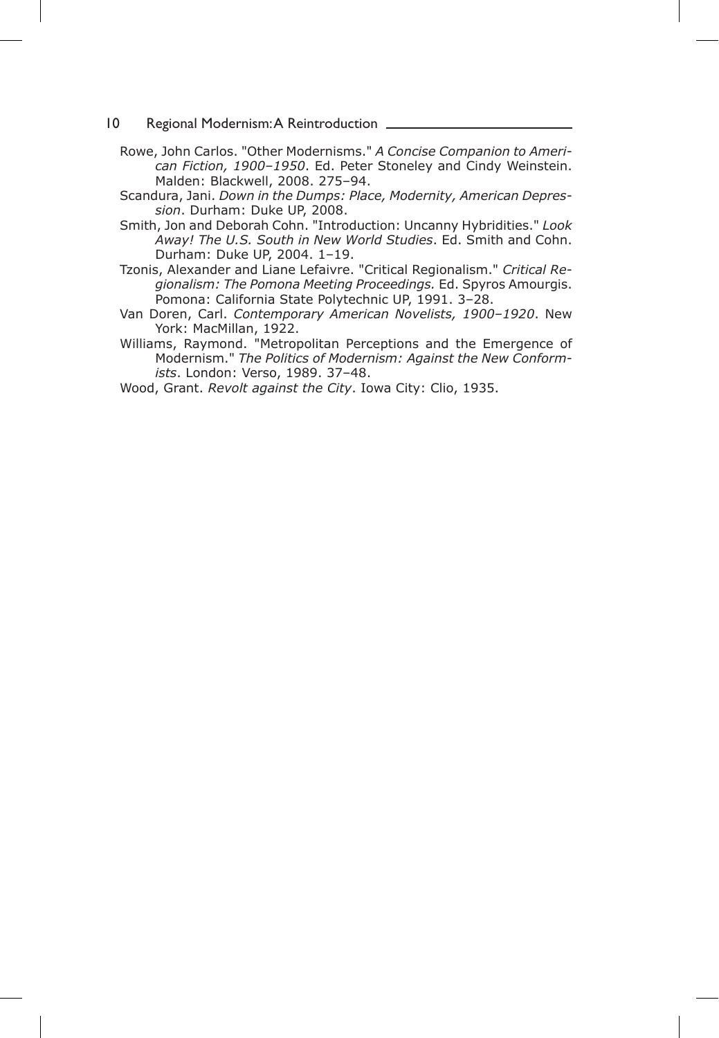Rowe, John Carlos. "Other Modernisms." *A Concise Companion to American Fiction, 1900–1950*. Ed. Peter Stoneley and Cindy Weinstein. Malden: Blackwell, 2008. 275–94.

Scandura, Jani. *Down in the Dumps: Place, Modernity, American Depression*. Durham: Duke UP, 2008.

Smith, Jon and Deborah Cohn. "Introduction: Uncanny Hybridities." *Look Away! The U.S. South in New World Studies*. Ed. Smith and Cohn. Durham: Duke UP, 2004. 1–19.

Tzonis, Alexander and Liane Lefaivre. "Critical Regionalism." *Critical Regionalism: The Pomona Meeting Proceedings.* Ed. Spyros Amourgis. Pomona: California State Polytechnic UP, 1991. 3–28.

Van Doren, Carl. *Contemporary American Novelists, 1900–1920*. New York: MacMillan, 1922.

Williams, Raymond. "Metropolitan Perceptions and the Emergence of Modernism." *The Politics of Modernism: Against the New Conformists*. London: Verso, 1989. 37–48.

Wood, Grant. *Revolt against the City*. Iowa City: Clio, 1935.